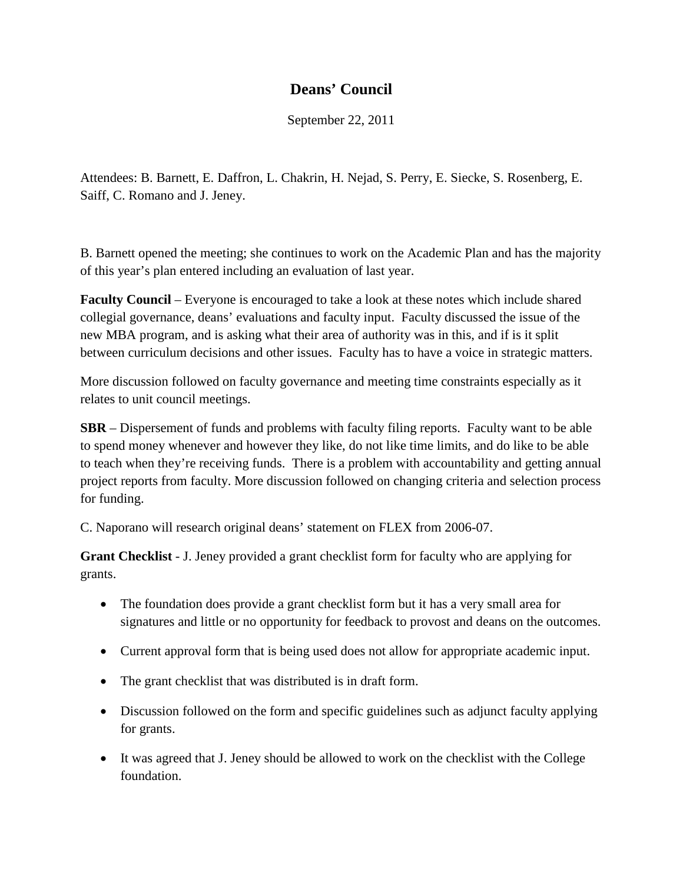# Deans' Council

September 22, 2011

Attendees: B. Barnett, E. Daffron, L. Chakrin, H. Nejad, S. Perry, E. Siecke, S. Rosenberg, E. Saiff, C. Romano and J. Jeney.

B. Barnett opened the meeting; she continues to work on the Academic Plan and has the majority of this year's plan entered including an evaluation of last year.

**Faculty Council** – Everyone is encouraged to take a look at these notes which include shared collegial governance, deans' evaluations and faculty input. Faculty discussed the issue of the new MBA program, and is asking what their area of authority was in this, and if is it split between curriculum decisions and other issues. Faculty has to have a voice in strategic matters.

More discussion followed on faculty governance and meeting time constraints especially as it relates to unit council meetings.

**SBR** – Dispersement of funds and problems with faculty filing reports. Faculty want to be able to spend money whenever and however they like, do not like time limits, and do like to be able to teach when they're receiving funds. There is a problem with accountability and getting annual project reports from faculty. More discussion followed on changing criteria and selection process for funding.

C. Naporano will research original deans' statement on FLEX from 2006-07.

**Grant Checklist** - J. Jeney provided a grant checklist form for faculty who are applying for grants.

- The foundation does provide a grant checklist form but it has a very small area for signatures and little or no opportunity for feedback to provost and deans on the outcomes.
- Current approval form that is being used does not allow for appropriate academic input.
- The grant checklist that was distributed is in draft form.
- Discussion followed on the form and specific guidelines such as adjunct faculty applying for grants.
- It was agreed that J. Jeney should be allowed to work on the checklist with the College foundation.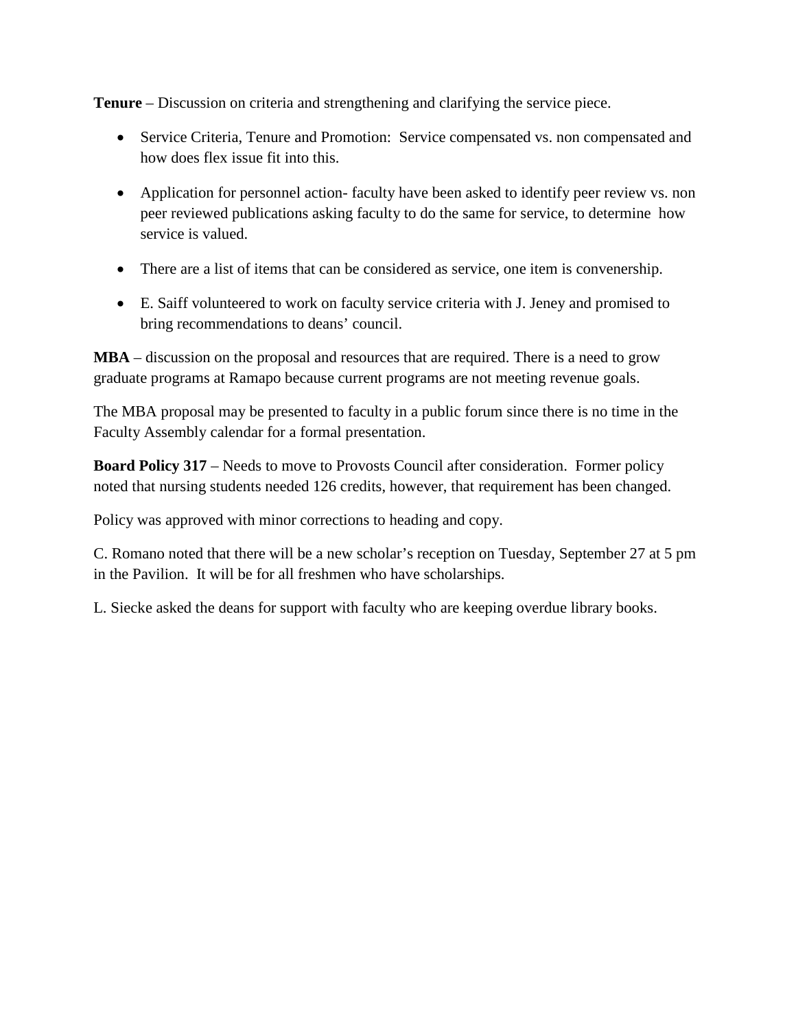**Tenure** – Discussion on criteria and strengthening and clarifying the service piece.

- Service Criteria, Tenure and Promotion: Service compensated vs. non compensated and how does flex issue fit into this.
- Application for personnel action- faculty have been asked to identify peer review vs. non peer reviewed publications asking faculty to do the same for service, to determine how service is valued.
- There are a list of items that can be considered as service, one item is convenership.
- E. Saiff volunteered to work on faculty service criteria with J. Jeney and promised to bring recommendations to deans' council.

**MBA** – discussion on the proposal and resources that are required. There is a need to grow graduate programs at Ramapo because current programs are not meeting revenue goals.

The MBA proposal may be presented to faculty in a public forum since there is no time in the Faculty Assembly calendar for a formal presentation.

**Board Policy 317** – Needs to move to Provosts Council after consideration. Former policy noted that nursing students needed 126 credits, however, that requirement has been changed.

Policy was approved with minor corrections to heading and copy.

C. Romano noted that there will be a new scholar's reception on Tuesday, September 27 at 5 pm in the Pavilion. It will be for all freshmen who have scholarships.

L. Siecke asked the deans for support with faculty who are keeping overdue library books.